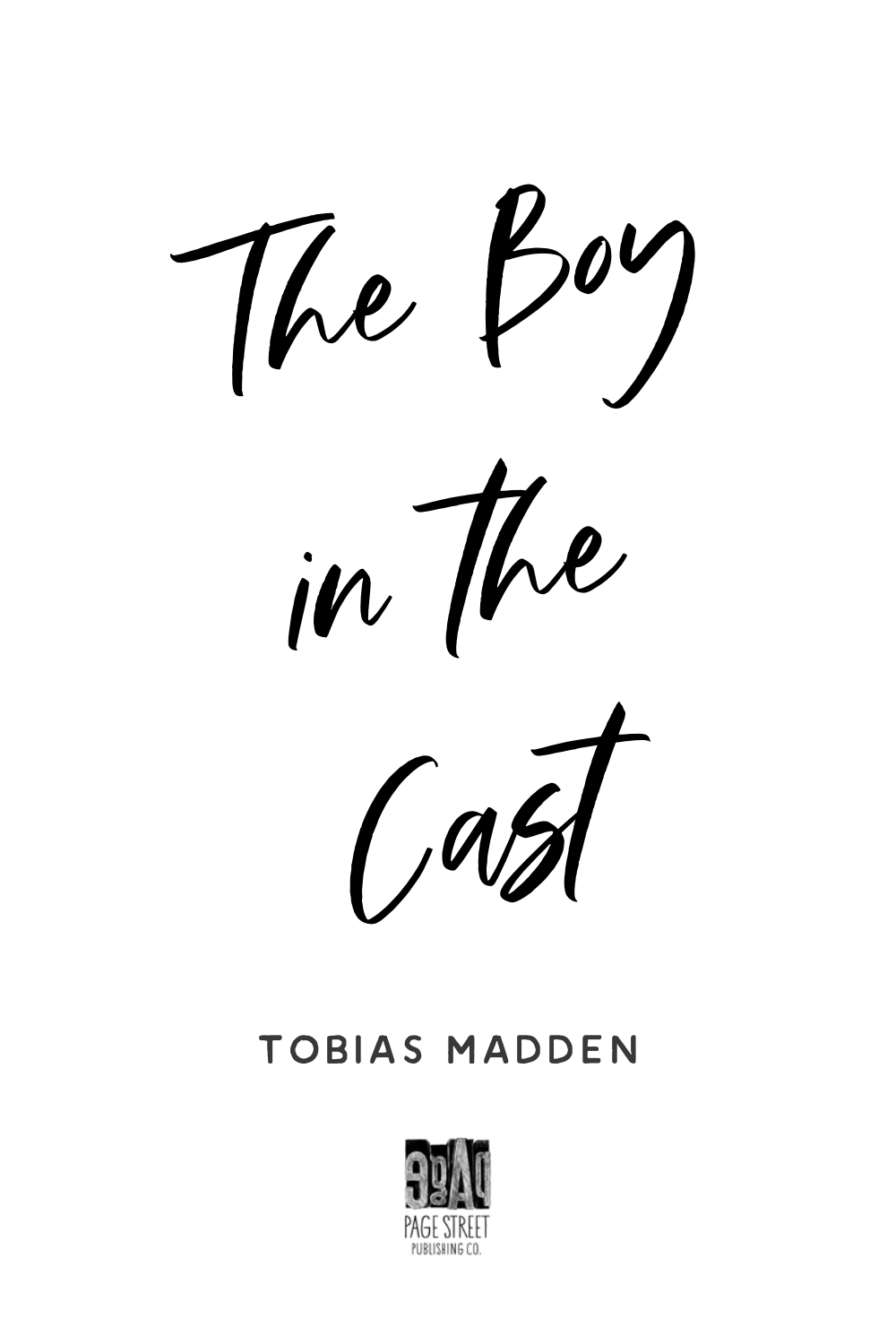# The Boy in the Cast

TOBIAS MADDEN

PAGE STREET PUBLISHING CO.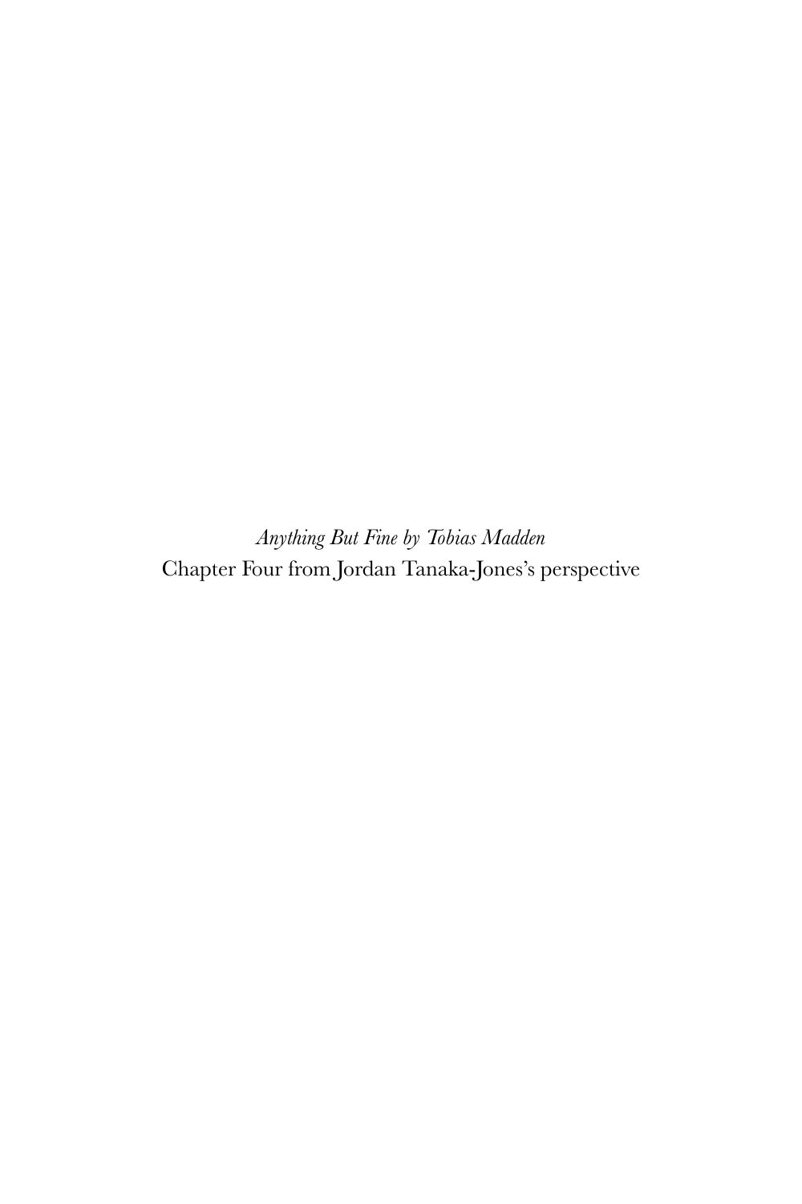*Anything But Fine by Tobias Madden*

Chapter Four from Jordan Tanaka-Jones's perspective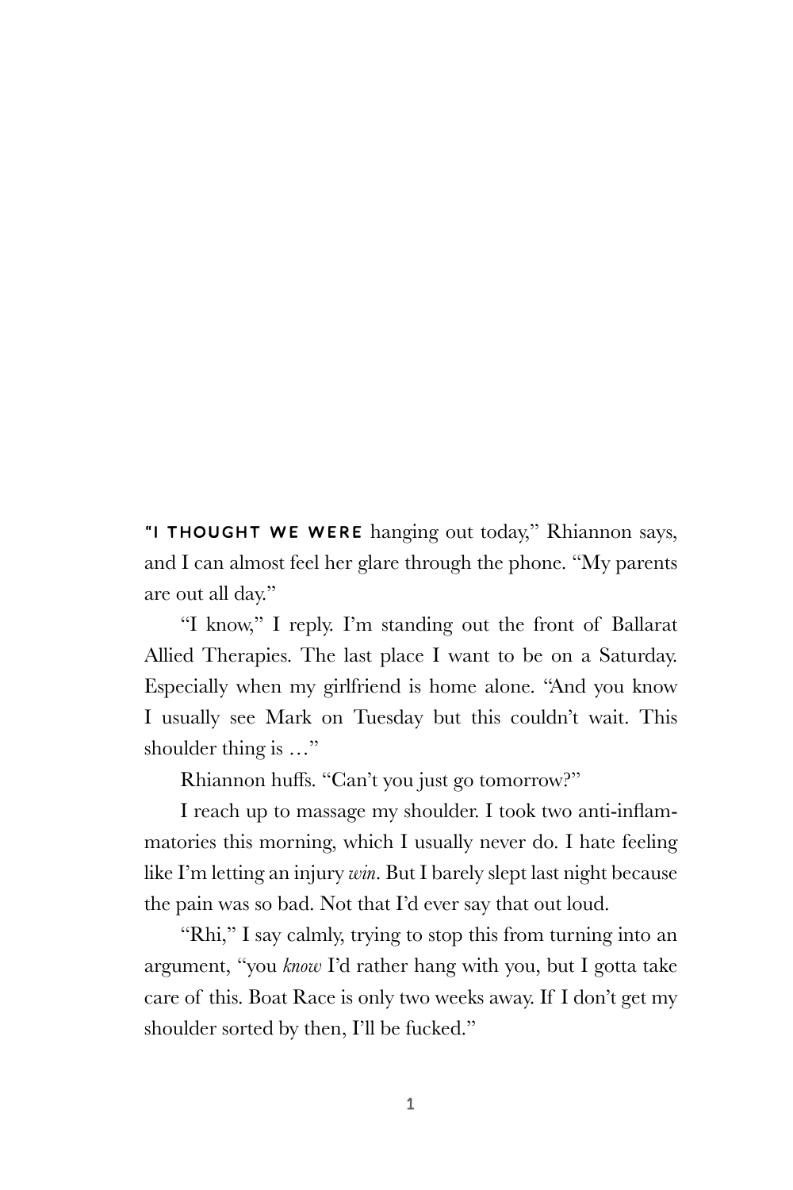"I THOUGHT WE WERE hanging out today," Rhiannon says, and I can almost feel her glare through the phone. "My parents are out all day."

"I know," I reply. I'm standing out the front of Ballarat Allied Therapies. The last place I want to be on a Saturday. Especially when my girlfriend is home alone. "And you know I usually see Mark on Tuesday but this couldn't wait. This shoulder thing is …"

Rhiannon huffs. "Can't you just go tomorrow?"

I reach up to massage my shoulder. I took two anti-inflammatories this morning, which I usually never do. I hate feeling like I'm letting an injury *win*. But I barely slept last night because the pain was so bad. Not that I'd ever say that out loud.

"Rhi," I say calmly, trying to stop this from turning into an argument, "you *know* I'd rather hang with you, but I gotta take care of this. Boat Race is only two weeks away. If I don't get my shoulder sorted by then, I'll be fucked."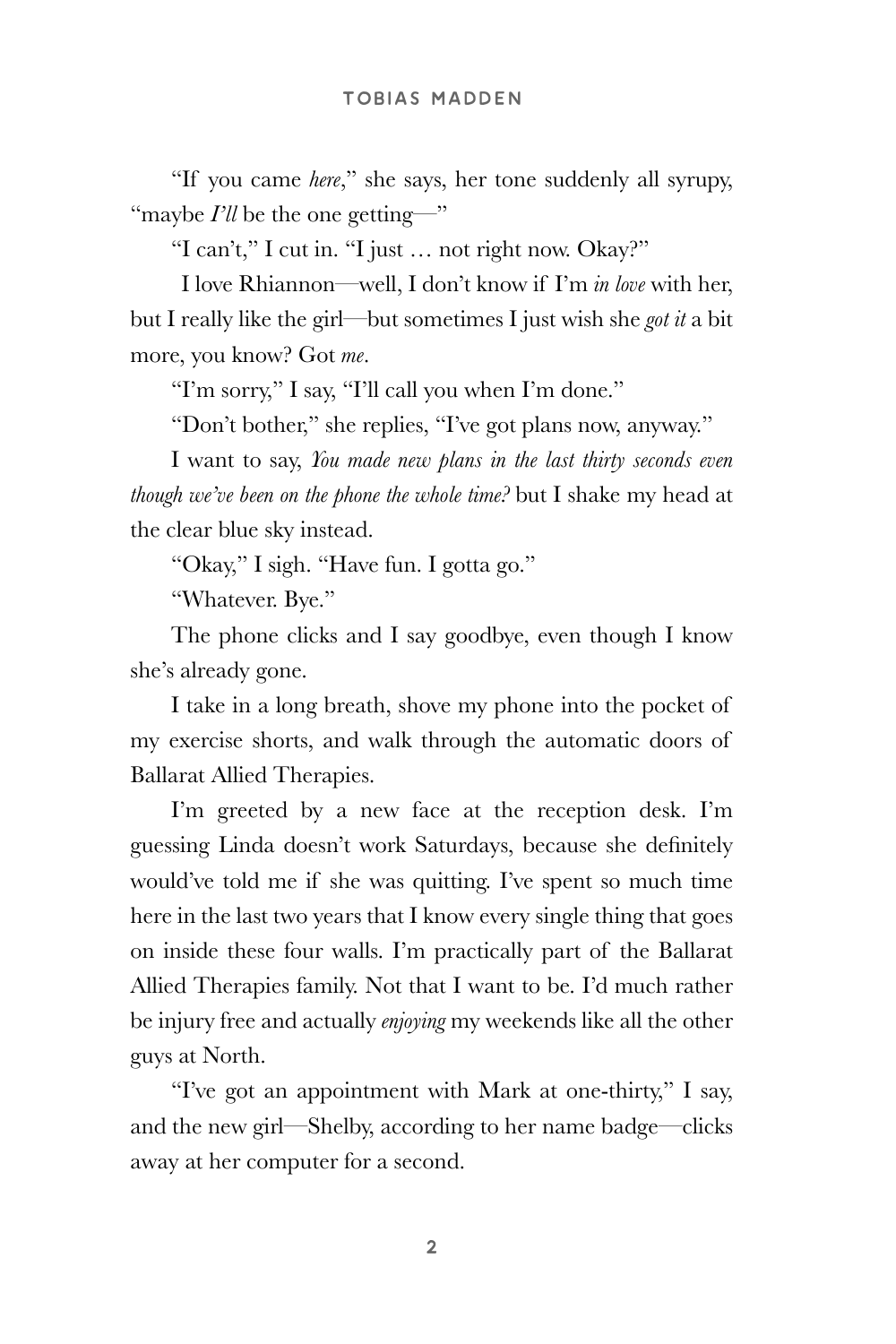"If you came *here*," she says, her tone suddenly all syrupy, "maybe *I'll* be the one getting—"

"I can't," I cut in. "I just … not right now. Okay?"

I love Rhiannon—well, I don't know if I'm *in love* with her, but I really like the girl—but sometimes I just wish she *got it* a bit more, you know? Got *me*.

"I'm sorry," I say, "I'll call you when I'm done."

"Don't bother," she replies, "I've got plans now, anyway."

I want to say, *You made new plans in the last thirty seconds even though we've been on the phone the whole time?* but I shake my head at the clear blue sky instead.

"Okay," I sigh. "Have fun. I gotta go."

"Whatever. Bye."

The phone clicks and I say goodbye, even though I know she's already gone.

I take in a long breath, shove my phone into the pocket of my exercise shorts, and walk through the automatic doors of Ballarat Allied Therapies.

I'm greeted by a new face at the reception desk. I'm guessing Linda doesn't work Saturdays, because she definitely would've told me if she was quitting. I've spent so much time here in the last two years that I know every single thing that goes on inside these four walls. I'm practically part of the Ballarat Allied Therapies family. Not that I want to be. I'd much rather be injury free and actually *enjoying* my weekends like all the other guys at North.

"I've got an appointment with Mark at one-thirty," I say, and the new girl—Shelby, according to her name badge—clicks away at her computer for a second.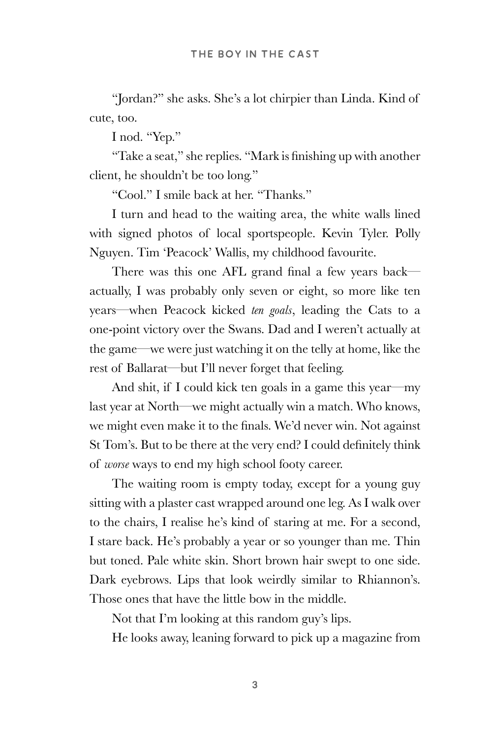"Jordan?" she asks. She's a lot chirpier than Linda. Kind of cute, too.

I nod. "Yep."

"Take a seat," she replies. "Mark is finishing up with another client, he shouldn't be too long."

"Cool." I smile back at her. "Thanks."

I turn and head to the waiting area, the white walls lined with signed photos of local sportspeople. Kevin Tyler. Polly Nguyen. Tim 'Peacock' Wallis, my childhood favourite.

There was this one AFL grand final a few years back—actually, I was probably only seven or eight, so more like ten years—when Peacock kicked *ten goals*, leading the Cats to a one-point victory over the Swans. Dad and I weren't actually at the game—we were just watching it on the telly at home, like the rest of Ballarat—but I'll never forget that feeling.

And shit, if I could kick ten goals in a game this year—my last year at North—we might actually win a match. Who knows, we might even make it to the finals. We'd never win. Not against St Tom's. But to be there at the very end? I could definitely think of *worse* ways to end my high school footy career.

The waiting room is empty today, except for a young guy sitting with a plaster cast wrapped around one leg. As I walk over to the chairs, I realise he's kind of staring at me. For a second, I stare back. He's probably a year or so younger than me. Thin but toned. Pale white skin. Short brown hair swept to one side. Dark eyebrows. Lips that look weirdly similar to Rhiannon's. Those ones that have the little bow in the middle.

Not that I'm looking at this random guy's lips.

He looks away, leaning forward to pick up a magazine from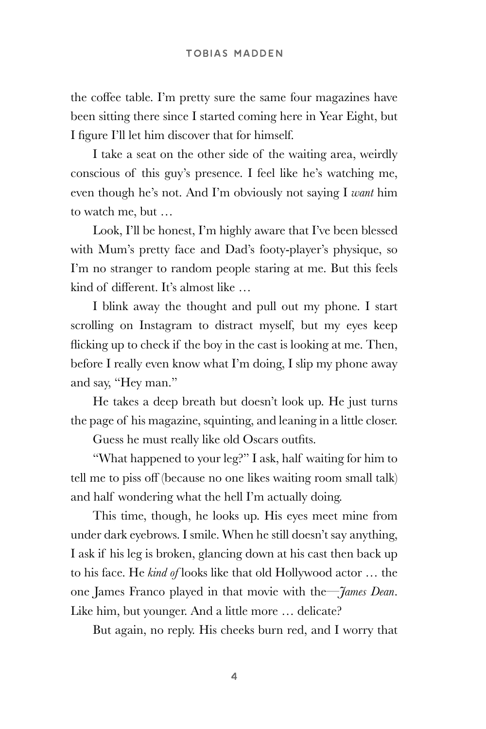the coffee table. I'm pretty sure the same four magazines have been sitting there since I started coming here in Year Eight, but I figure I'll let him discover that for himself.

I take a seat on the other side of the waiting area, weirdly conscious of this guy's presence. I feel like he's watching me, even though he's not. And I'm obviously not saying I *want* him to watch me, but …

Look, I'll be honest, I'm highly aware that I've been blessed with Mum's pretty face and Dad's footy-player's physique, so I'm no stranger to random people staring at me. But this feels kind of different. It's almost like …

I blink away the thought and pull out my phone. I start scrolling on Instagram to distract myself, but my eyes keep flicking up to check if the boy in the cast is looking at me. Then, before I really even know what I'm doing, I slip my phone away and say, "Hey man."

He takes a deep breath but doesn't look up. He just turns the page of his magazine, squinting, and leaning in a little closer.

Guess he must really like old Oscars outfits.

"What happened to your leg?" I ask, half waiting for him to tell me to piss off (because no one likes waiting room small talk) and half wondering what the hell I'm actually doing.

This time, though, he looks up. His eyes meet mine from under dark eyebrows. I smile. When he still doesn't say anything, I ask if his leg is broken, glancing down at his cast then back up to his face. He *kind of* looks like that old Hollywood actor … the one James Franco played in that movie with the—*James Dean*. Like him, but younger. And a little more … delicate?

But again, no reply. His cheeks burn red, and I worry that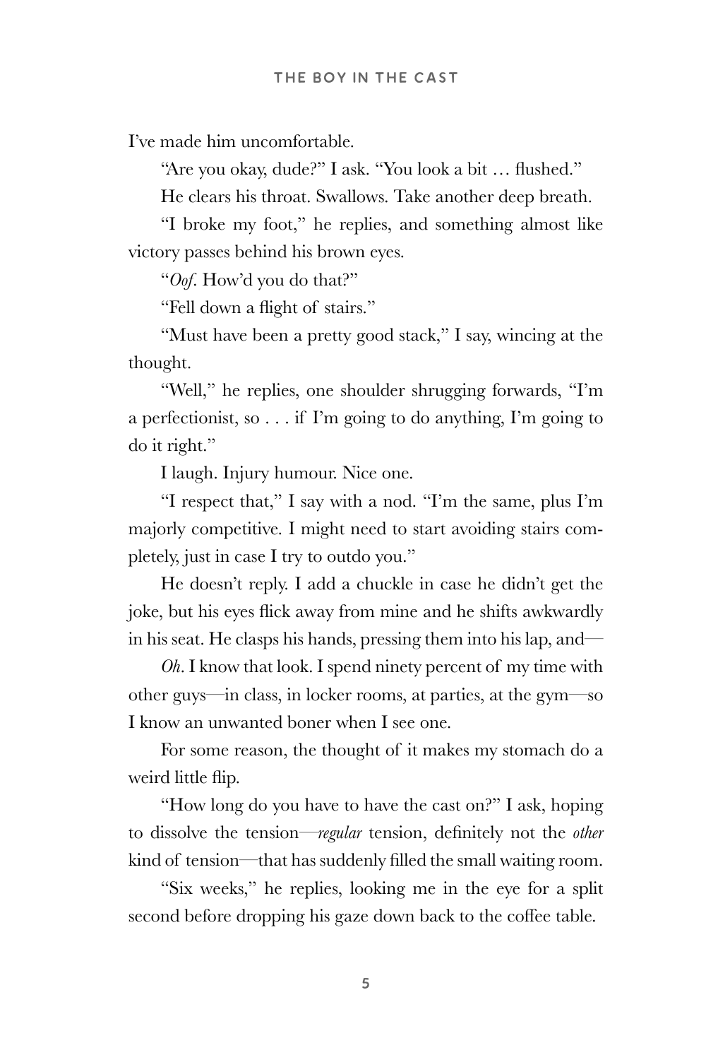I've made him uncomfortable.

"Are you okay, dude?" I ask. "You look a bit … flushed."

He clears his throat. Swallows. Take another deep breath.

"I broke my foot," he replies, and something almost like victory passes behind his brown eyes.

"*Oof*. How'd you do that?"

"Fell down a flight of stairs."

"Must have been a pretty good stack," I say, wincing at the thought.

"Well," he replies, one shoulder shrugging forwards, "I'm a perfectionist, so . . . if I'm going to do anything, I'm going to do it right."

I laugh. Injury humour. Nice one.

"I respect that," I say with a nod. "I'm the same, plus I'm majorly competitive. I might need to start avoiding stairs completely, just in case I try to outdo you."

He doesn't reply. I add a chuckle in case he didn't get the joke, but his eyes flick away from mine and he shifts awkwardly in his seat. He clasps his hands, pressing them into his lap, and—

*Oh*. I know that look. I spend ninety percent of my time with other guys—in class, in locker rooms, at parties, at the gym—so I know an unwanted boner when I see one.

For some reason, the thought of it makes my stomach do a weird little flip.

"How long do you have to have the cast on?" I ask, hoping to dissolve the tension—*regular* tension, definitely not the *other* kind of tension—that has suddenly filled the small waiting room.

"Six weeks," he replies, looking me in the eye for a split second before dropping his gaze down back to the coffee table.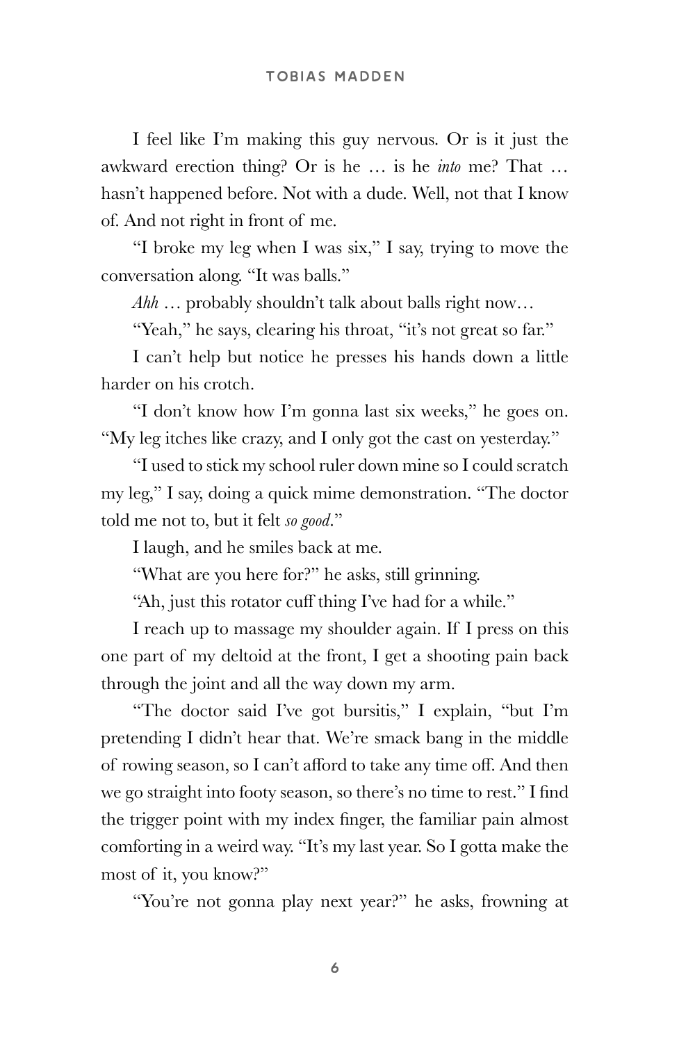I feel like I'm making this guy nervous. Or is it just the awkward erection thing? Or is he … is he *into* me? That … hasn't happened before. Not with a dude. Well, not that I know of. And not right in front of me.

"I broke my leg when I was six," I say, trying to move the conversation along. "It was balls."

*Ahh* … probably shouldn't talk about balls right now…

"Yeah," he says, clearing his throat, "it's not great so far."

I can't help but notice he presses his hands down a little harder on his crotch.

"I don't know how I'm gonna last six weeks," he goes on. "My leg itches like crazy, and I only got the cast on yesterday."

"I used to stick my school ruler down mine so I could scratch my leg," I say, doing a quick mime demonstration. "The doctor told me not to, but it felt *so good*."

I laugh, and he smiles back at me.

"What are you here for?" he asks, still grinning.

"Ah, just this rotator cuff thing I've had for a while."

I reach up to massage my shoulder again. If I press on this one part of my deltoid at the front, I get a shooting pain back through the joint and all the way down my arm.

"The doctor said I've got bursitis," I explain, "but I'm pretending I didn't hear that. We're smack bang in the middle of rowing season, so I can't afford to take any time off. And then we go straight into footy season, so there's no time to rest." I find the trigger point with my index finger, the familiar pain almost comforting in a weird way. "It's my last year. So I gotta make the most of it, you know?"

"You're not gonna play next year?" he asks, frowning at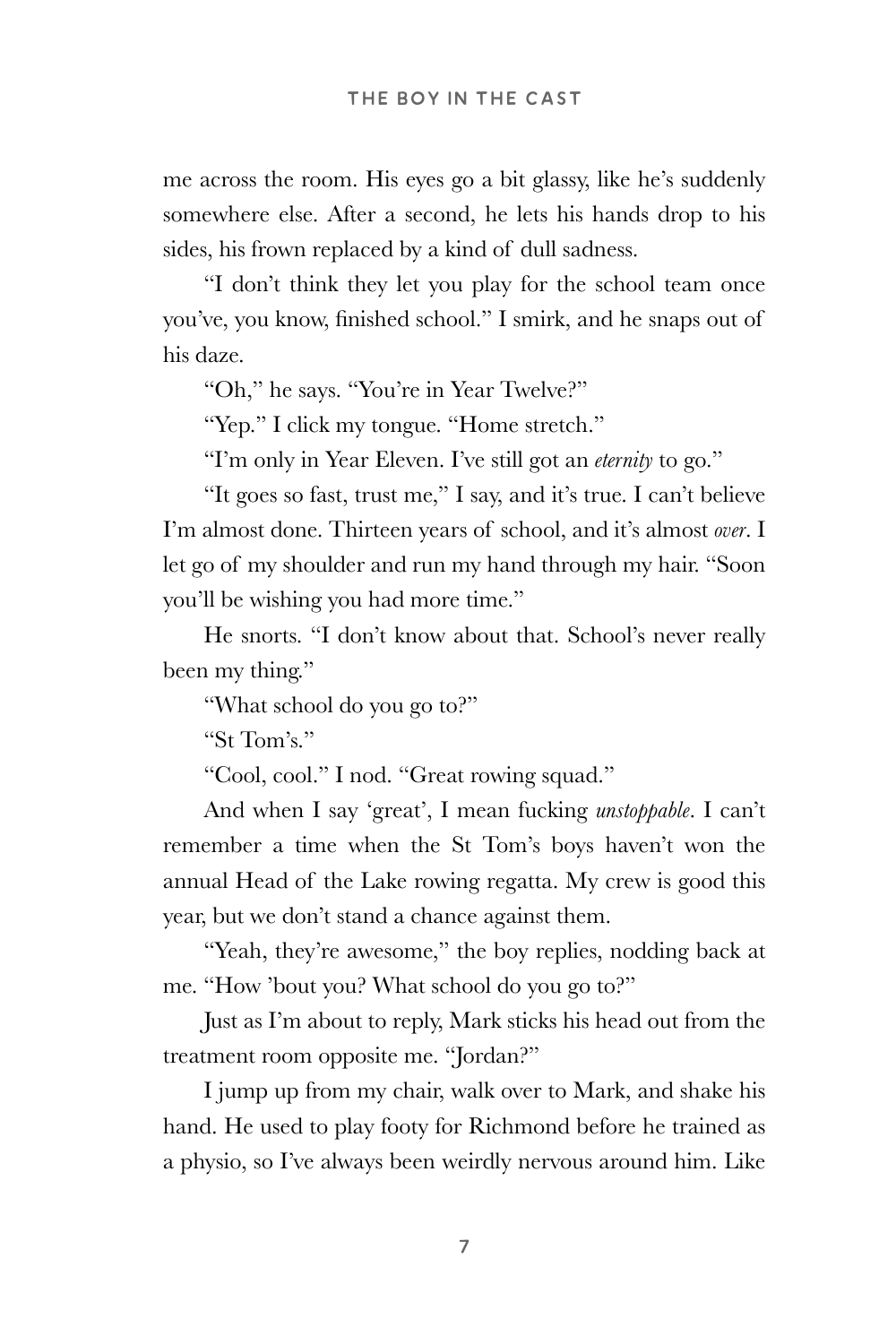me across the room. His eyes go a bit glassy, like he's suddenly somewhere else. After a second, he lets his hands drop to his sides, his frown replaced by a kind of dull sadness.

"I don't think they let you play for the school team once you've, you know, finished school." I smirk, and he snaps out of his daze.

"Oh," he says. "You're in Year Twelve?"

"Yep." I click my tongue. "Home stretch."

"I'm only in Year Eleven. I've still got an *eternity* to go."

"It goes so fast, trust me," I say, and it's true. I can't believe I'm almost done. Thirteen years of school, and it's almost *over*. I let go of my shoulder and run my hand through my hair. "Soon you'll be wishing you had more time."

He snorts. "I don't know about that. School's never really been my thing."

"What school do you go to?"

"St Tom's."

"Cool, cool." I nod. "Great rowing squad."

And when I say 'great', I mean fucking *unstoppable*. I can't remember a time when the St Tom's boys haven't won the annual Head of the Lake rowing regatta. My crew is good this year, but we don't stand a chance against them.

"Yeah, they're awesome," the boy replies, nodding back at me. "How 'bout you? What school do you go to?"

Just as I'm about to reply, Mark sticks his head out from the treatment room opposite me. "Jordan?"

I jump up from my chair, walk over to Mark, and shake his hand. He used to play footy for Richmond before he trained as a physio, so I've always been weirdly nervous around him. Like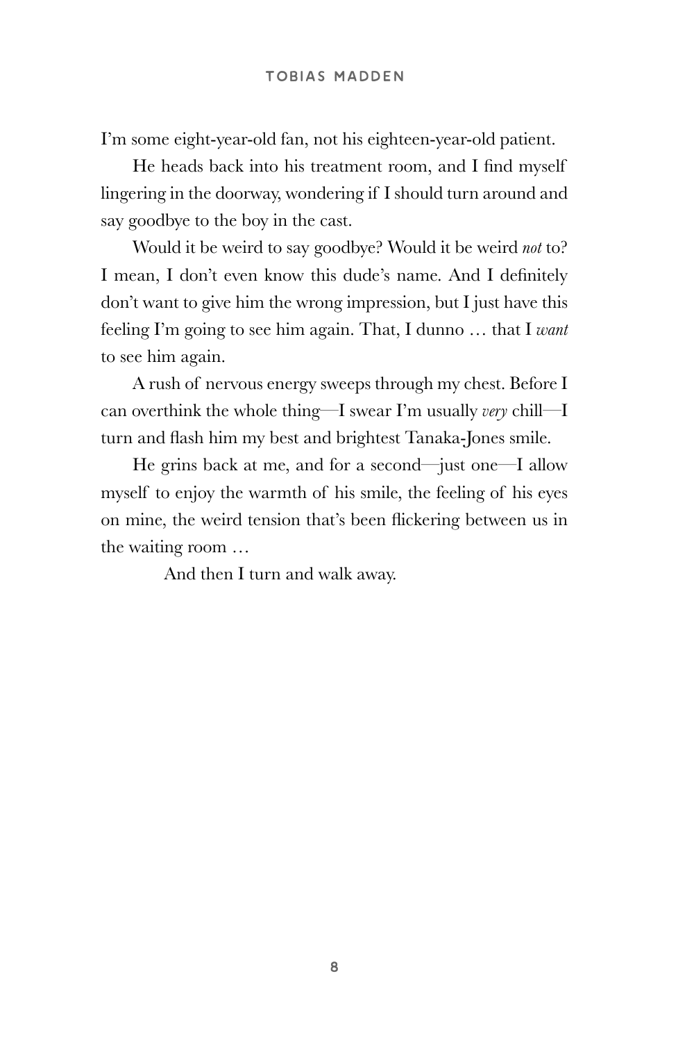I'm some eight-year-old fan, not his eighteen-year-old patient.

He heads back into his treatment room, and I find myself lingering in the doorway, wondering if I should turn around and say goodbye to the boy in the cast.

Would it be weird to say goodbye? Would it be weird *not* to? I mean, I don't even know this dude's name. And I definitely don't want to give him the wrong impression, but I just have this feeling I'm going to see him again. That, I dunno … that I *want* to see him again.

A rush of nervous energy sweeps through my chest. Before I can overthink the whole thing—I swear I'm usually *very* chill—I turn and flash him my best and brightest Tanaka-Jones smile.

He grins back at me, and for a second—just one—I allow myself to enjoy the warmth of his smile, the feeling of his eyes on mine, the weird tension that's been flickering between us in the waiting room …

And then I turn and walk away.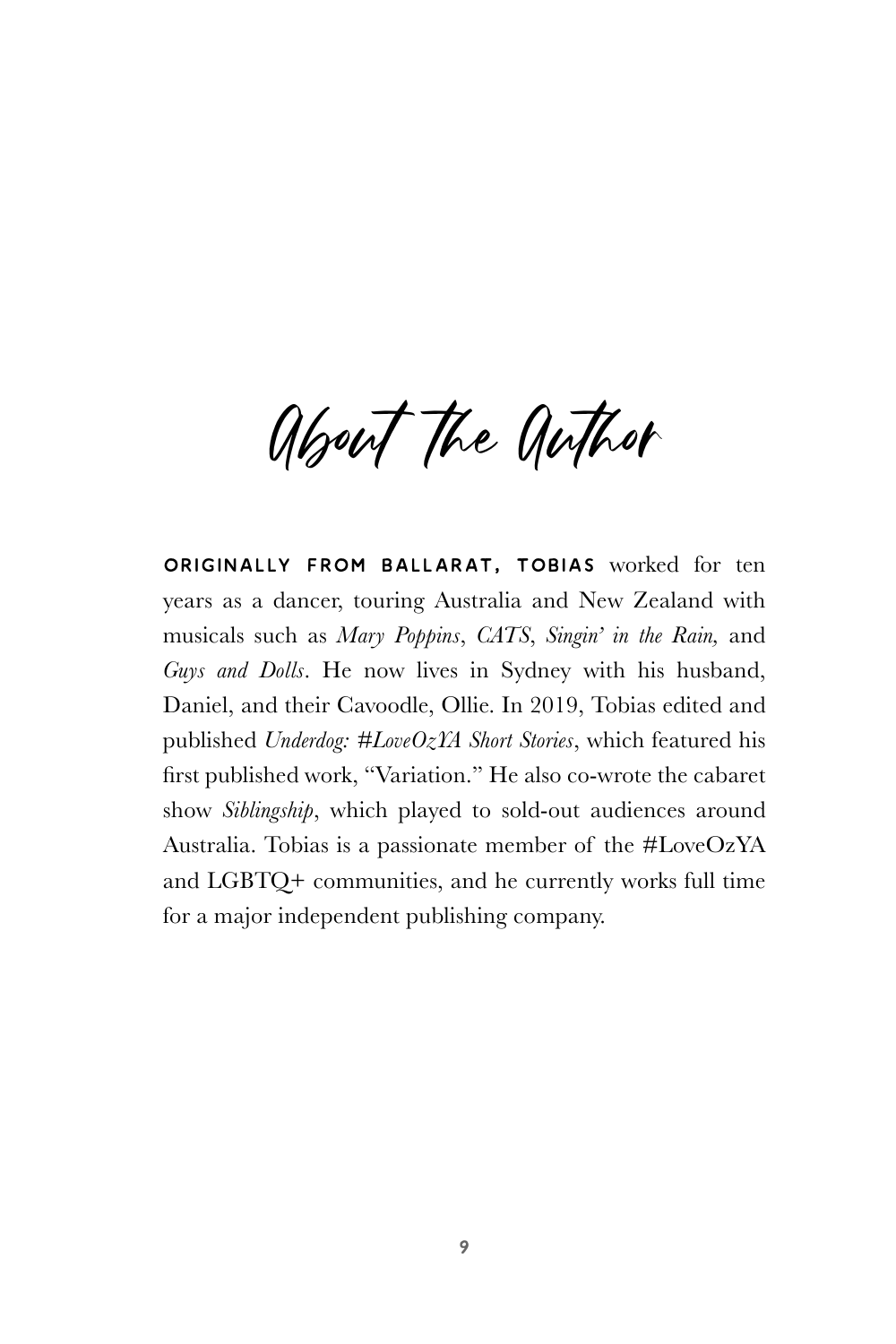# About the Author

**ORIGINALLY FROM BALLARAT, TOBIAS** worked for ten years as a dancer, touring Australia and New Zealand with musicals such as *Mary Poppins*, *CATS*, *Singin' in the Rain,* and *Guys and Dolls*. He now lives in Sydney with his husband, Daniel, and their Cavoodle, Ollie. In 2019, Tobias edited and published *Underdog: #LoveOzYA Short Stories*, which featured his first published work, "Variation." He also co-wrote the cabaret show *Siblingship*, which played to sold-out audiences around Australia. Tobias is a passionate member of the #LoveOzYA and LGBTQ+ communities, and he currently works full time for a major independent publishing company.